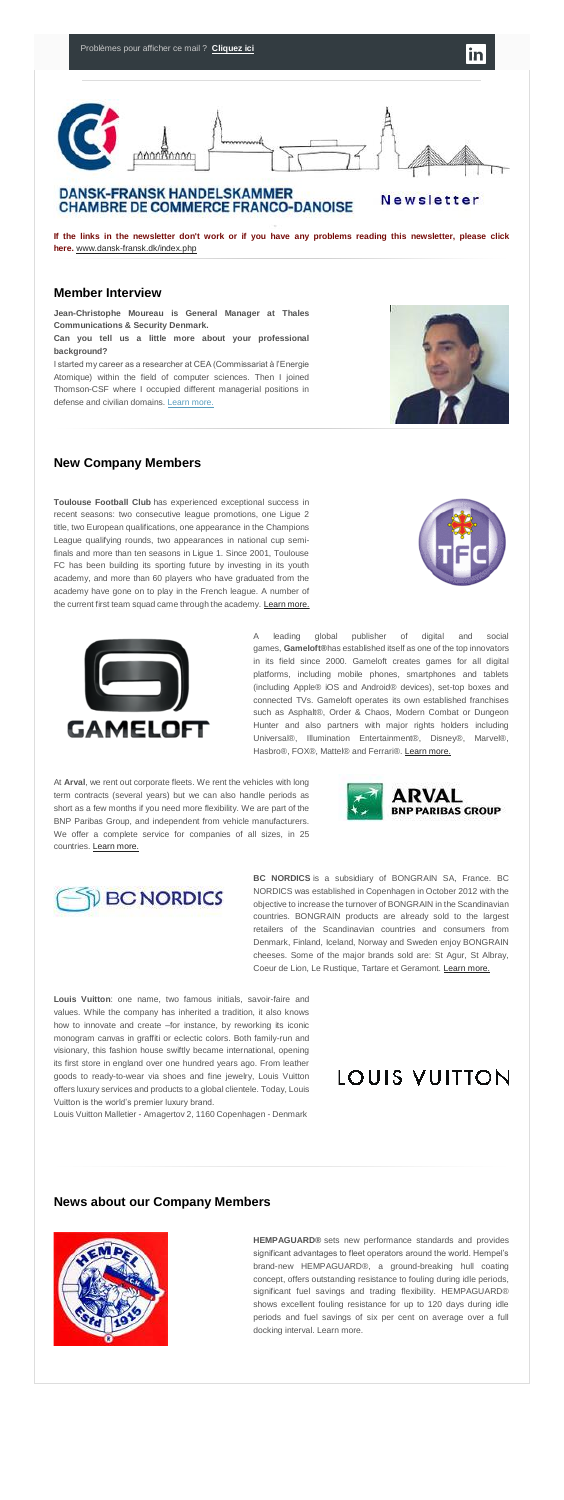Problèmes pour afficher ce mail ? **Cliquez ici**

DANSK-FRANSK HANDELSKAMMER
CHAMBRE DE COMMERCE FRANCO-DANOISE

Newsletter

**If the links in the newsletter don't work or if you have any problems reading this newsletter, please click here.** www.dansk-fransk.dk/index.php

## Member Interview

**Jean-Christophe Moureau is General Manager at Thales Communications & Security Denmark.**

**Can you tell us a little more about your professional background?**

I started my career as a researcher at CEA (Commissariat à l'Energie Atomique) within the field of computer sciences. Then I joined Thomson-CSF where I occupied different managerial positions in defense and civilian domains. Learn more.

## New Company Members

**Toulouse Football Club** has experienced exceptional success in recent seasons: two consecutive league promotions, one Ligue 2 title, two European qualifications, one appearance in the Champions League qualifying rounds, two appearances in national cup semi-finals and more than ten seasons in Ligue 1. Since 2001, Toulouse FC has been building its sporting future by investing in its youth academy, and more than 60 players who have graduated from the academy have gone on to play in the French league. A number of the current first team squad came through the academy. Learn more.

A leading global publisher of digital and social games, **Gameloft®**has established itself as one of the top innovators in its field since 2000. Gameloft creates games for all digital platforms, including mobile phones, smartphones and tablets (including Apple® iOS and Android® devices), set-top boxes and connected TVs. Gameloft operates its own established franchises such as Asphalt®, Order & Chaos, Modern Combat or Dungeon Hunter and also partners with major rights holders including Universal®, Illumination Entertainment®, Disney®, Marvel®, Hasbro®, FOX®, Mattel® and Ferrari®. Learn more.

At **Arval**, we rent out corporate fleets. We rent the vehicles with long term contracts (several years) but we can also handle periods as short as a few months if you need more flexibility. We are part of the BNP Paribas Group, and independent from vehicle manufacturers. We offer a complete service for companies of all sizes, in 25 countries. Learn more.

**BC NORDICS** is a subsidiary of BONGRAIN SA, France. BC NORDICS was established in Copenhagen in October 2012 with the objective to increase the turnover of BONGRAIN in the Scandinavian countries. BONGRAIN products are already sold to the largest retailers of the Scandinavian countries and consumers from Denmark, Finland, Iceland, Norway and Sweden enjoy BONGRAIN cheeses. Some of the major brands sold are: St Agur, St Albray, Coeur de Lion, Le Rustique, Tartare et Geramont. Learn more.

**Louis Vuitton**: one name, two famous initials, savoir-faire and values. While the company has inherited a tradition, it also knows how to innovate and create –for instance, by reworking its iconic monogram canvas in graffiti or eclectic colors. Both family-run and visionary, this fashion house swiftly became international, opening its first store in england over one hundred years ago. From leather goods to ready-to-wear via shoes and fine jewelry, Louis Vuitton offers luxury services and products to a global clientele. Today, Louis Vuitton is the world's premier luxury brand.

Louis Vuitton Malletier - Amagertov 2, 1160 Copenhagen - Denmark

## News about our Company Members

**HEMPAGUARD®** sets new performance standards and provides significant advantages to fleet operators around the world. Hempel's brand-new HEMPAGUARD®, a ground-breaking hull coating concept, offers outstanding resistance to fouling during idle periods, significant fuel savings and trading flexibility. HEMPAGUARD® shows excellent fouling resistance for up to 120 days during idle periods and fuel savings of six per cent on average over a full docking interval. Learn more.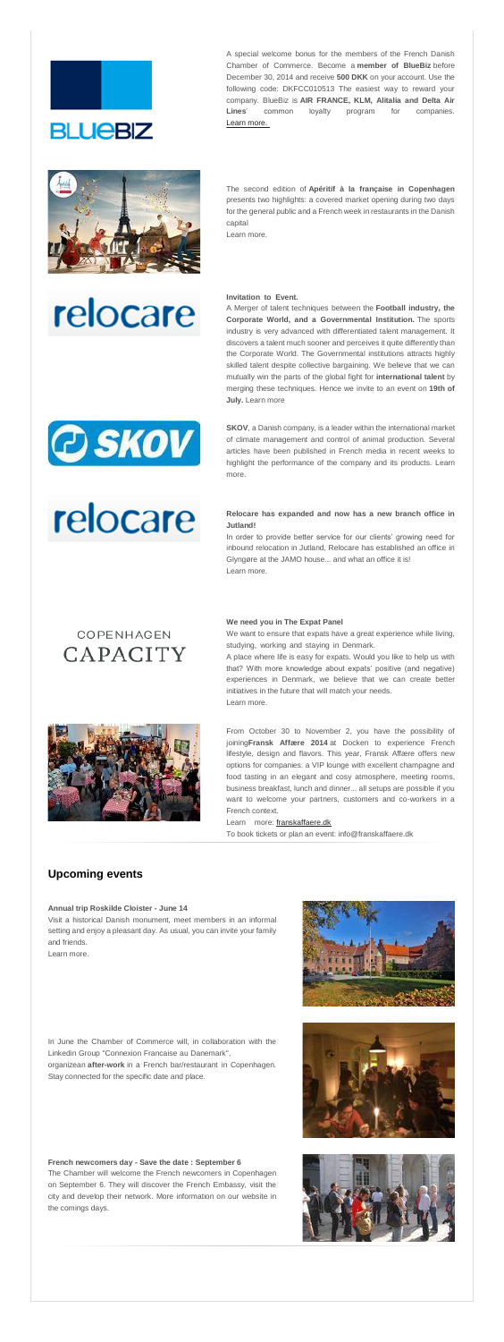A special welcome bonus for the members of the French Danish Chamber of Commerce. Become a **member of BlueBiz** before December 30, 2014 and receive **500 DKK** on your account. Use the following code: DKFCC010513 The easiest way to reward your company. BlueBiz is **AIR FRANCE, KLM, Alitalia and Delta Air Lines**' common loyalty program for companies. Learn more.

The second edition of **Apéritif à la française in Copenhagen** presents two highlights: a covered market opening during two days for the general public and a French week in restaurants in the Danish capital

Learn more.

**Invitation to Event.**

A Merger of talent techniques between the **Football industry, the Corporate World, and a Governmental Institution.** The sports industry is very advanced with differentiated talent management. It discovers a talent much sooner and perceives it quite differently than the Corporate World. The Governmental institutions attracts highly skilled talent despite collective bargaining. We believe that we can mutually win the parts of the global fight for **international talent** by merging these techniques. Hence we invite to an event on **19th of July.** Learn more

**SKOV**, a Danish company, is a leader within the international market of climate management and control of animal production. Several articles have been published in French media in recent weeks to highlight the performance of the company and its products. Learn more.

**Relocare has expanded and now has a new branch office in Jutland!**

In order to provide better service for our clients' growing need for inbound relocation in Jutland, Relocare has established an office in Glyngøre at the JAMO house... and what an office it is!

Learn more.

**We need you in The Expat Panel**

We want to ensure that expats have a great experience while living, studying, working and staying in Denmark.

A place where life is easy for expats. Would you like to help us with that? With more knowledge about expats' positive (and negative) experiences in Denmark, we believe that we can create better initiatives in the future that will match your needs.

Learn more.

From October 30 to November 2, you have the possibility of joining**Fransk Affære 2014** at Docken to experience French lifestyle, design and flavors. This year, Fransk Affære offers new options for companies: a VIP lounge with excellent champagne and food tasting in an elegant and cosy atmosphere, meeting rooms, business breakfast, lunch and dinner... all setups are possible if you want to welcome your partners, customers and co-workers in a French context.

Learn more: franskaffaere.dk

To book tickets or plan an event: info@franskaffaere.dk

## Upcoming events

**Annual trip Roskilde Cloister - June 14**

Visit a historical Danish monument, meet members in an informal setting and enjoy a pleasant day. As usual, you can invite your family and friends.

Learn more.

In June the Chamber of Commerce will, in collaboration with the Linkedin Group "Connexion Francaise au Danemark", organizean **after-work** in a French bar/restaurant in Copenhagen. Stay connected for the specific date and place.

**French newcomers day - Save the date : September 6**

The Chamber will welcome the French newcomers in Copenhagen on September 6. They will discover the French Embassy, visit the city and develop their network. More information on our website in the comings days.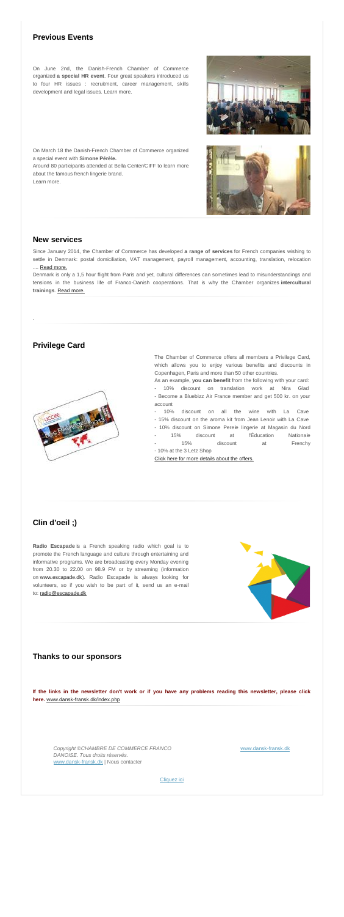## Previous Events

On June 2nd, the Danish-French Chamber of Commerce organized **a special HR event**. Four great speakers introduced us to four HR issues : recruitment, career management, skills development and legal issues. Learn more.

On March 18 the Danish-French Chamber of Commerce organized a special event with **Simone Pérèle.**
Around 80 participants attended at Bella Center/CIFF to learn more about the famous french lingerie brand.
Learn more.

## New services

Since January 2014, the Chamber of Commerce has developed **a range of services** for French companies wishing to settle in Denmark: postal domiciliation, VAT management, payroll management, accounting, translation, relocation .... Read more.

Denmark is only a 1,5 hour flight from Paris and yet, cultural differences can sometimes lead to misunderstandings and tensions in the business life of Franco-Danish cooperations. That is why the Chamber organizes **intercultural trainings**. Read more.

## Privilege Card

The Chamber of Commerce offers all members a Privilege Card, which allows you to enjoy various benefits and discounts in Copenhagen, Paris and more than 50 other countries.

As an example, **you can benefit** from the following with your card:

- 10% discount on translation work at Nira Glad
- Become a Bluebizz Air France member and get 500 kr. on your account
- 10% discount on all the wine with La Cave
- 15% discount on the aroma kit from Jean Lenoir with La Cave
- 10% discount on Simone Perele lingerie at Magasin du Nord
- 15% discount at l'Éducation Nationale
- 15% discount at Frenchy
- 10% at the 3 Letz Shop

Click here for more details about the offers.

## Clin d'oeil ;)

**Radio Escapade** is a French speaking radio which goal is to promote the French language and culture through entertaining and informative programs. We are broadcasting every Monday evening from 20.30 to 22.00 on 98.9 FM or by streaming (information on www.escapade.dk). Radio Escapade is always looking for volunteers, so if you wish to be part of it, send us an e-mail to: radio@escapade.dk

## Thanks to our sponsors

**If the links in the newsletter don't work or if you have any problems reading this newsletter, please click here.** www.dansk-fransk.dk/index.php

*Copyright ©CHAMBRE DE COMMERCE FRANCO DANOISE. Tous droits réservés.*
www.dansk-fransk.dk | Nous contacter

www.dansk-fransk.dk

Cliquez ici